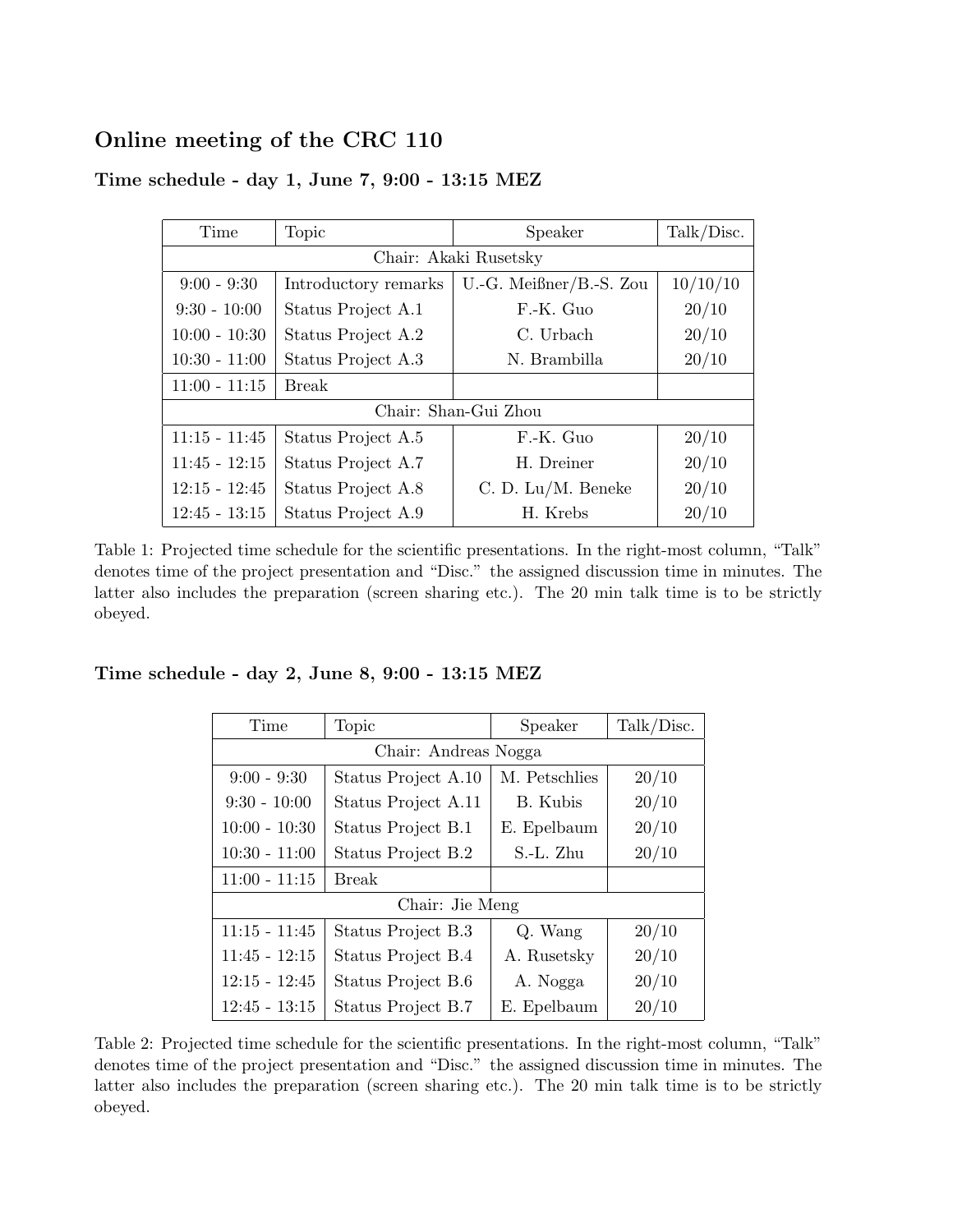## Online meeting of the CRC 110

### Time schedule - day 1, June 7, 9:00 - 13:15 MEZ

| Time | Topic | Speaker | Talk/Disc. |
|---|---|---|---|
| Chair: Akaki Rusetsky | | | |
| 9:00 - 9:30 | Introductory remarks | U.-G. Meißner/B.-S. Zou | 10/10/10 |
| 9:30 - 10:00 | Status Project A.1 | F.-K. Guo | 20/10 |
| 10:00 - 10:30 | Status Project A.2 | C. Urbach | 20/10 |
| 10:30 - 11:00 | Status Project A.3 | N. Brambilla | 20/10 |
| 11:00 - 11:15 | Break | | |
| Chair: Shan-Gui Zhou | | | |
| 11:15 - 11:45 | Status Project A.5 | F.-K. Guo | 20/10 |
| 11:45 - 12:15 | Status Project A.7 | H. Dreiner | 20/10 |
| 12:15 - 12:45 | Status Project A.8 | C. D. Lu/M. Beneke | 20/10 |
| 12:45 - 13:15 | Status Project A.9 | H. Krebs | 20/10 |

Table 1: Projected time schedule for the scientific presentations. In the right-most column, "Talk" denotes time of the project presentation and "Disc." the assigned discussion time in minutes. The latter also includes the preparation (screen sharing etc.). The 20 min talk time is to be strictly obeyed.

### Time schedule - day 2, June 8, 9:00 - 13:15 MEZ

| Time | Topic | Speaker | Talk/Disc. |
|---|---|---|---|
| Chair: Andreas Nogga | | | |
| 9:00 - 9:30 | Status Project A.10 | M. Petschlies | 20/10 |
| 9:30 - 10:00 | Status Project A.11 | B. Kubis | 20/10 |
| 10:00 - 10:30 | Status Project B.1 | E. Epelbaum | 20/10 |
| 10:30 - 11:00 | Status Project B.2 | S.-L. Zhu | 20/10 |
| 11:00 - 11:15 | Break | | |
| Chair: Jie Meng | | | |
| 11:15 - 11:45 | Status Project B.3 | Q. Wang | 20/10 |
| 11:45 - 12:15 | Status Project B.4 | A. Rusetsky | 20/10 |
| 12:15 - 12:45 | Status Project B.6 | A. Nogga | 20/10 |
| 12:45 - 13:15 | Status Project B.7 | E. Epelbaum | 20/10 |

Table 2: Projected time schedule for the scientific presentations. In the right-most column, "Talk" denotes time of the project presentation and "Disc." the assigned discussion time in minutes. The latter also includes the preparation (screen sharing etc.). The 20 min talk time is to be strictly obeyed.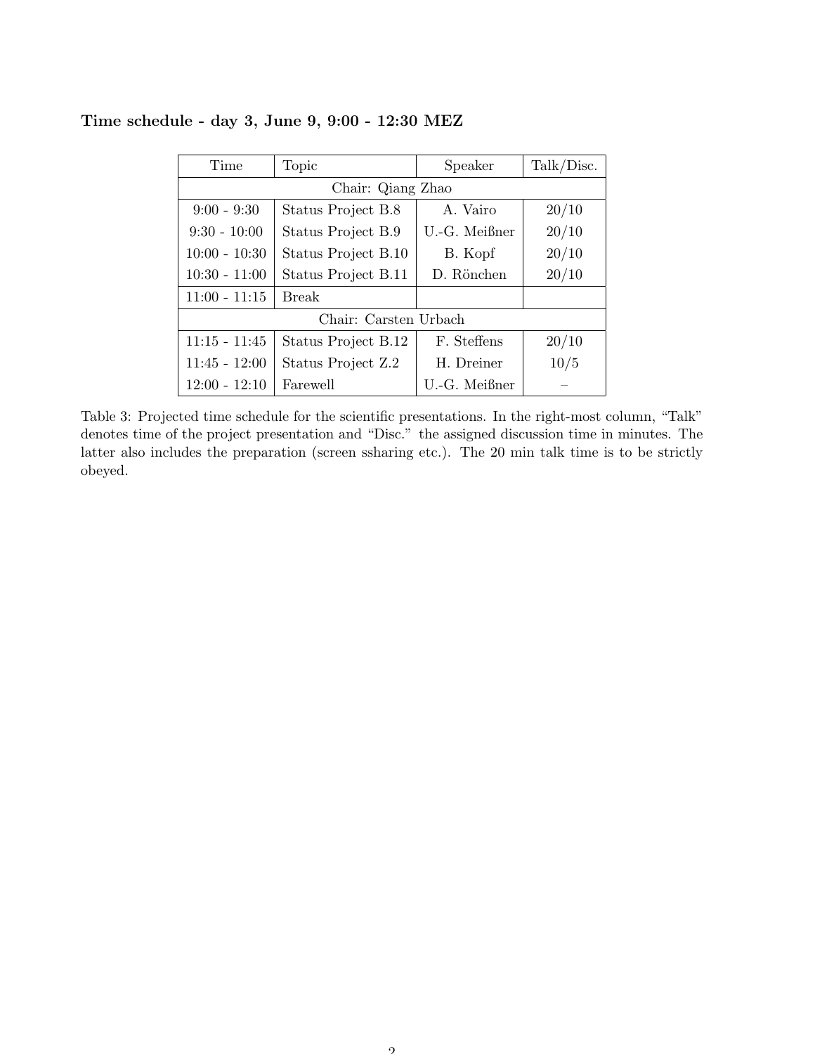**Time schedule - day 3, June 9, 9:00 - 12:30 MEZ**

| Time | Topic | Speaker | Talk/Disc. |
|---|---|---|---|
| Chair: Qiang Zhao | | | |
| 9:00 - 9:30 | Status Project B.8 | A. Vairo | 20/10 |
| 9:30 - 10:00 | Status Project B.9 | U.-G. Meißner | 20/10 |
| 10:00 - 10:30 | Status Project B.10 | B. Kopf | 20/10 |
| 10:30 - 11:00 | Status Project B.11 | D. Rönchen | 20/10 |
| 11:00 - 11:15 | Break | | |
| Chair: Carsten Urbach | | | |
| 11:15 - 11:45 | Status Project B.12 | F. Steffens | 20/10 |
| 11:45 - 12:00 | Status Project Z.2 | H. Dreiner | 10/5 |
| 12:00 - 12:10 | Farewell | U.-G. Meißner | – |

Table 3: Projected time schedule for the scientific presentations. In the right-most column, "Talk" denotes time of the project presentation and "Disc." the assigned discussion time in minutes. The latter also includes the preparation (screen ssharing etc.). The 20 min talk time is to be strictly obeyed.